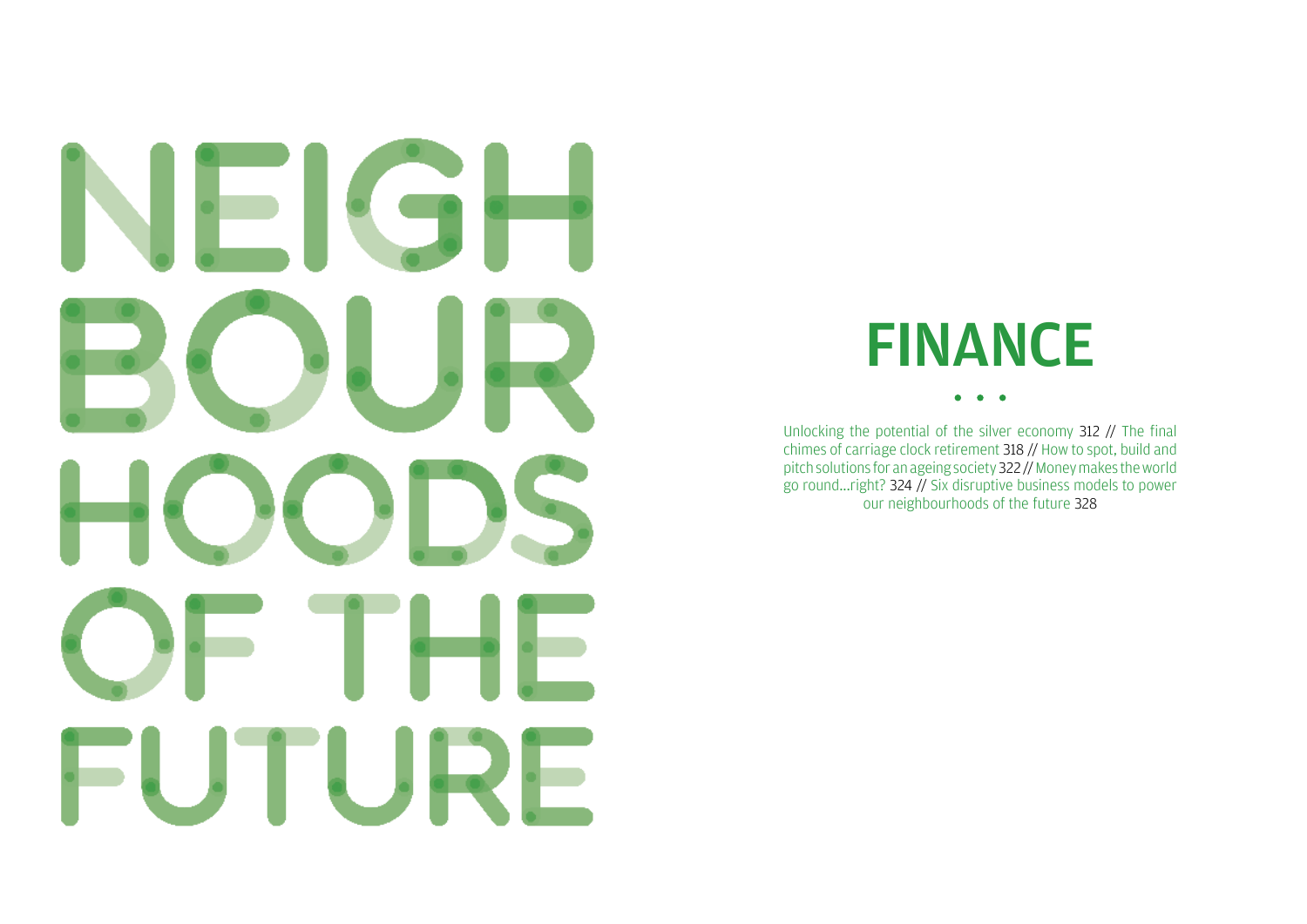# NEIGHBOURHOODS OF THE FUTURE

## FINANCE

Unlocking the potential of the silver economy 312 // The final chimes of carriage clock retirement 318 // How to spot, build and pitch solutions for an ageing society 322 // Money makes the world go round...right? 324 // Six disruptive business models to power our neighbourhoods of the future 328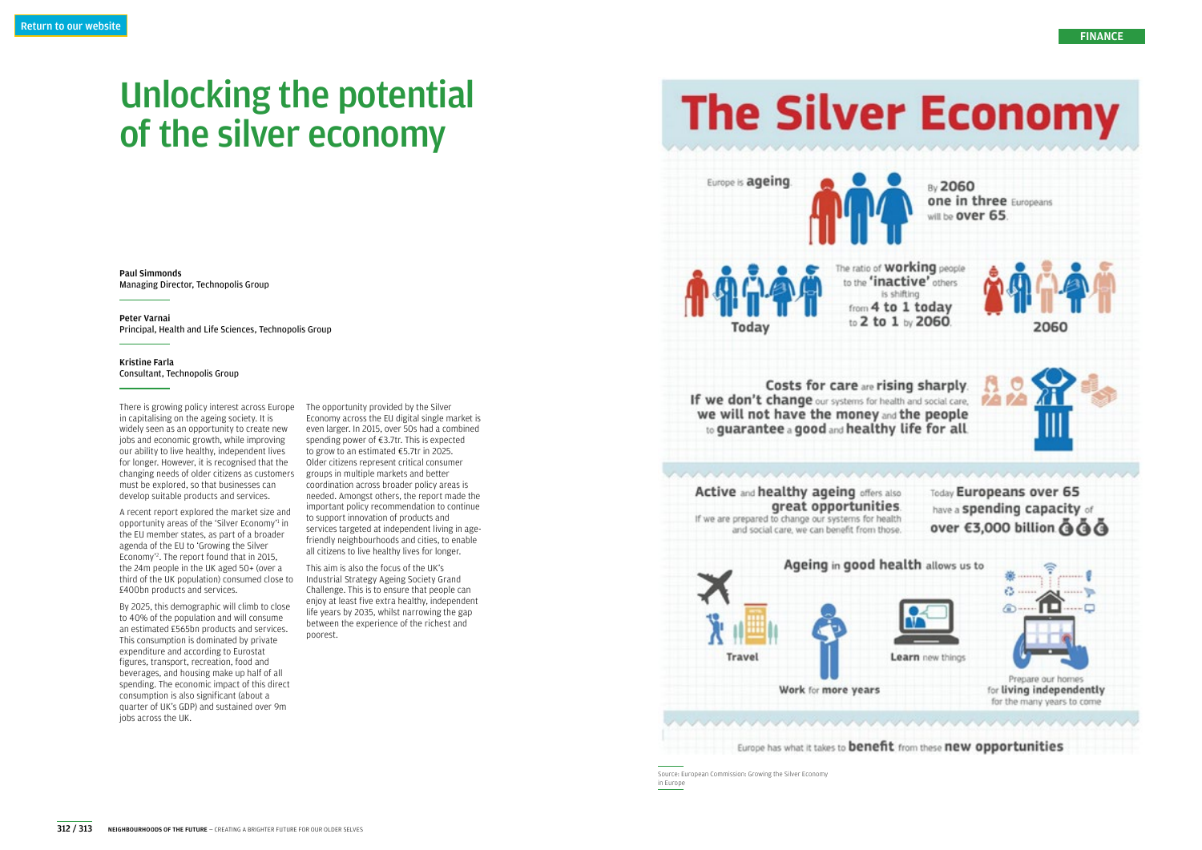# Unlocking the potential of the silver economy

**Paul Simmonds**
Managing Director, Technopolis Group

**Peter Varnai**
Principal, Health and Life Sciences, Technopolis Group

**Kristine Farla**
Consultant, Technopolis Group

There is growing policy interest across Europe in capitalising on the ageing society. It is widely seen as an opportunity to create new jobs and economic growth, while improving our ability to live healthy, independent lives for longer. However, it is recognised that the changing needs of older citizens as customers must be explored, so that businesses can develop suitable products and services.

A recent report explored the market size and opportunity areas of the 'Silver Economy'[1] in the EU member states, as part of a broader agenda of the EU to 'Growing the Silver Economy'[2]. The report found that in 2015, the 24m people in the UK aged 50+ (over a third of the UK population) consumed close to £400bn products and services.

By 2025, this demographic will climb to close to 40% of the population and will consume an estimated £565bn products and services. This consumption is dominated by private expenditure and according to Eurostat figures, transport, recreation, food and beverages, and housing make up half of all spending. The economic impact of this direct consumption is also significant (about a quarter of UK's GDP) and sustained over 9m jobs across the UK.

The opportunity provided by the Silver Economy across the EU digital single market is even larger. In 2015, over 50s had a combined spending power of €3.7tr. This is expected to grow to an estimated €5.7tr in 2025. Older citizens represent critical consumer groups in multiple markets and better coordination across broader policy areas is needed. Amongst others, the report made the important policy recommendation to continue to support innovation of products and services targeted at independent living in age-friendly neighbourhoods and cities, to enable all citizens to live healthy lives for longer.

This aim is also the focus of the UK's Industrial Strategy Ageing Society Grand Challenge. This is to ensure that people can enjoy at least five extra healthy, independent life years by 2035, whilst narrowing the gap between the experience of the richest and poorest.

The Silver Economy

Europe is ageing.

By 2060 one in three Europeans will be over 65.

Today

The ratio of working people to the 'inactive' others is shifting from 4 to 1 today to 2 to 1 by 2060.

2060

Costs for care are rising sharply. If we don't change our systems for health and social care, we will not have the money and the people to guarantee a good and healthy life for all.

Active and healthy ageing offers also great opportunities. If we are prepared to change our systems for health and social care, we can benefit from those.

Today Europeans over 65 have a spending capacity of over €3,000 billion

Ageing in good health allows us to

Travel

Work for more years

Learn new things

Prepare our homes for living independently for the many years to come

Europe has what it takes to benefit from these new opportunities

Source: European Commission: Growing the Silver Economy in Europe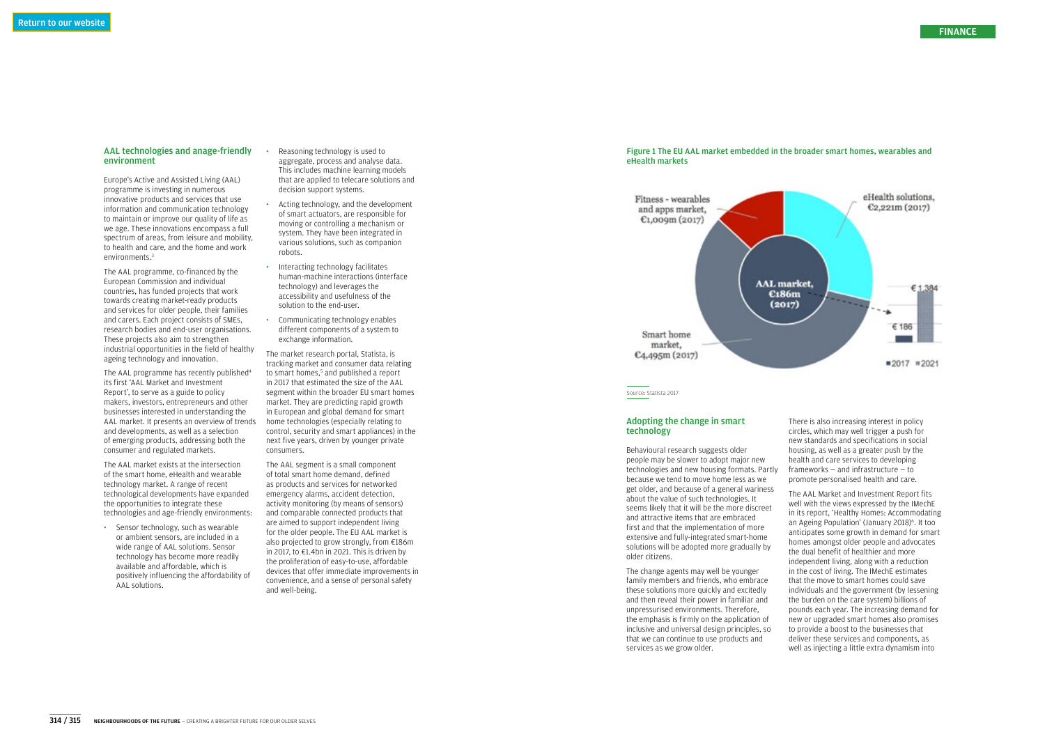## AAL technologies and anage-friendly environment

Europe's Active and Assisted Living (AAL) programme is investing in numerous innovative products and services that use information and communication technology to maintain or improve our quality of life as we age. These innovations encompass a full spectrum of areas, from leisure and mobility, to health and care, and the home and work environments.[3]

The AAL programme, co-financed by the European Commission and individual countries, has funded projects that work towards creating market-ready products and services for older people, their families and carers. Each project consists of SMEs, research bodies and end-user organisations. These projects also aim to strengthen industrial opportunities in the field of healthy ageing technology and innovation.

The AAL programme has recently published[4] its first 'AAL Market and Investment Report', to serve as a guide to policy makers, investors, entrepreneurs and other businesses interested in understanding the AAL market. It presents an overview of trends and developments, as well as a selection of emerging products, addressing both the consumer and regulated markets.

The AAL market exists at the intersection of the smart home, eHealth and wearable technology market. A range of recent technological developments have expanded the opportunities to integrate these technologies and age-friendly environments:

- Sensor technology, such as wearable or ambient sensors, are included in a wide range of AAL solutions. Sensor technology has become more readily available and affordable, which is positively influencing the affordability of AAL solutions.
- Reasoning technology is used to aggregate, process and analyse data. This includes machine learning models that are applied to telecare solutions and decision support systems.
- Acting technology, and the development of smart actuators, are responsible for moving or controlling a mechanism or system. They have been integrated in various solutions, such as companion robots.
- Interacting technology facilitates human-machine interactions (interface technology) and leverages the accessibility and usefulness of the solution to the end-user.
- Communicating technology enables different components of a system to exchange information.

The market research portal, Statista, is tracking market and consumer data relating to smart homes,[5] and published a report in 2017 that estimated the size of the AAL segment within the broader EU smart homes market. They are predicting rapid growth in European and global demand for smart home technologies (especially relating to control, security and smart appliances) in the next five years, driven by younger private consumers.

The AAL segment is a small component of total smart home demand, defined as products and services for networked emergency alarms, accident detection, activity monitoring (by means of sensors) and comparable connected products that are aimed to support independent living for the older people. The EU AAL market is also projected to grow strongly, from €186m in 2017, to €1.4bn in 2021. This is driven by the proliferation of easy-to-use, affordable devices that offer immediate improvements in convenience, and a sense of personal safety and well-being.

**Figure 1 The EU AAL market embedded in the broader smart homes, wearables and eHealth markets**

Fitness - wearables and apps market, €1,009m (2017)

eHealth solutions, €2,221m (2017)

AAL market, €186m (2017)

Smart home market, €4,495m (2017)

€ 1,384

€ 186

2017 2021

Source: Statista 2017

## Adopting the change in smart technology

Behavioural research suggests older people may be slower to adopt major new technologies and new housing formats. Partly because we tend to move home less as we get older, and because of a general wariness about the value of such technologies. It seems likely that it will be the more discreet and attractive items that are embraced first and that the implementation of more extensive and fully-integrated smart-home solutions will be adopted more gradually by older citizens.

The change agents may well be younger family members and friends, who embrace these solutions more quickly and excitedly and then reveal their power in familiar and unpressurised environments. Therefore, the emphasis is firmly on the application of inclusive and universal design principles, so that we can continue to use products and services as we grow older.

There is also increasing interest in policy circles, which may well trigger a push for new standards and specifications in social housing, as well as a greater push by the health and care services to developing frameworks – and infrastructure – to promote personalised health and care.

The AAL Market and Investment Report fits well with the views expressed by the IMechE in its report, 'Healthy Homes: Accommodating an Ageing Population' (January 2018)[6]. It too anticipates some growth in demand for smart homes amongst older people and advocates the dual benefit of healthier and more independent living, along with a reduction in the cost of living. The IMechE estimates that the move to smart homes could save individuals and the government (by lessening the burden on the care system) billions of pounds each year. The increasing demand for new or upgraded smart homes also promises to provide a boost to the businesses that deliver these services and components, as well as injecting a little extra dynamism into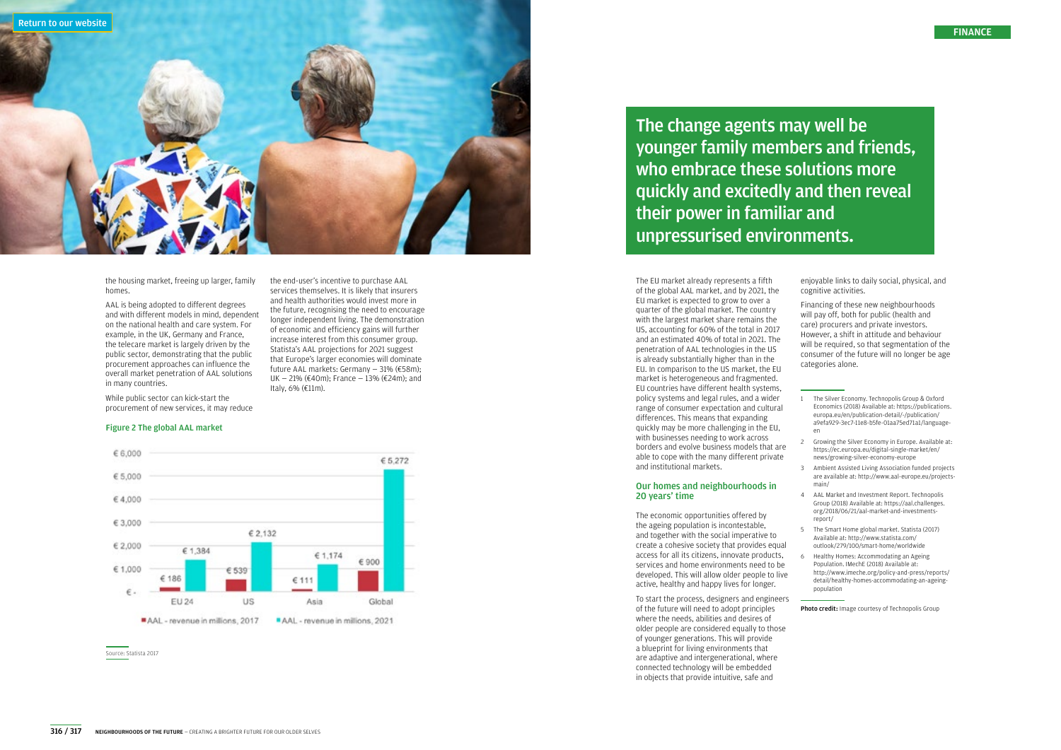The change agents may well be younger family members and friends, who embrace these solutions more quickly and excitedly and then reveal their power in familiar and unpressurised environments.

the housing market, freeing up larger, family homes.

AAL is being adopted to different degrees and with different models in mind, dependent on the national health and care system. For example, in the UK, Germany and France, the telecare market is largely driven by the public sector, demonstrating that the public procurement approaches can influence the overall market penetration of AAL solutions in many countries.

While public sector can kick-start the procurement of new services, it may reduce the end-user's incentive to purchase AAL services themselves. It is likely that insurers and health authorities would invest more in the future, recognising the need to encourage longer independent living. The demonstration of economic and efficiency gains will further increase interest from this consumer group. Statista's AAL projections for 2021 suggest that Europe's larger economies will dominate future AAL markets: Germany – 31% (€58m); UK – 21% (€40m); France – 13% (€24m); and Italy, 6% (€11m).

**Figure 2 The global AAL market**

€ 6,000
€ 5,000
€ 4,000
€ 3,000
€ 2,000
€ 1,000
€ -

EU 24: € 186, € 1,384
US: € 539, € 2,132
Asia: € 111, € 1,174
Global: € 900, € 5,272

AAL - revenue in millions, 2017
AAL - revenue in millions, 2021

Source: Statista 2017

The EU market already represents a fifth of the global AAL market, and by 2021, the EU market is expected to grow to over a quarter of the global market. The country with the largest market share remains the US, accounting for 60% of the total in 2017 and an estimated 40% of total in 2021. The penetration of AAL technologies in the US is already substantially higher than in the EU. In comparison to the US market, the EU market is heterogeneous and fragmented. EU countries have different health systems, policy systems and legal rules, and a wider range of consumer expectation and cultural differences. This means that expanding quickly may be more challenging in the EU, with businesses needing to work across borders and evolve business models that are able to cope with the many different private and institutional markets.

## Our homes and neighbourhoods in 20 years' time

The economic opportunities offered by the ageing population is incontestable, and together with the social imperative to create a cohesive society that provides equal access for all its citizens, innovate products, services and home environments need to be developed. This will allow older people to live active, healthy and happy lives for longer.

To start the process, designers and engineers of the future will need to adopt principles where the needs, abilities and desires of older people are considered equally to those of younger generations. This will provide a blueprint for living environments that are adaptive and intergenerational, where connected technology will be embedded in objects that provide intuitive, safe and enjoyable links to daily social, physical, and cognitive activities.

Financing of these new neighbourhoods will pay off, both for public (health and care) procurers and private investors. However, a shift in attitude and behaviour will be required, so that segmentation of the consumer of the future will no longer be age categories alone.

1 The Silver Economy. Technopolis Group & Oxford Economics (2018) Available at: https://publications.europa.eu/en/publication-detail/-/publication/a9efa929-3ec7-11e8-b5fe-01aa75ed71a1/language-en

2 Growing the Silver Economy in Europe. Available at: https://ec.europa.eu/digital-single-market/en/news/growing-silver-economy-europe

3 Ambient Assisted Living Association funded projects are available at: http://www.aal-europe.eu/projects-main/

4 AAL Market and Investment Report. Technopolis Group (2018) Available at: https://aal.challenges.org/2018/06/21/aal-market-and-investments-report/

5 The Smart Home global market. Statista (2017) Available at: http://www.statista.com/outlook/279/100/smart-home/worldwide

6 Healthy Homes: Accommodating an Ageing Population. IMechE (2018) Available at: http://www.imeche.org/policy-and-press/reports/detail/healthy-homes-accommodating-an-ageing-population

**Photo credit:** Image courtesy of Technopolis Group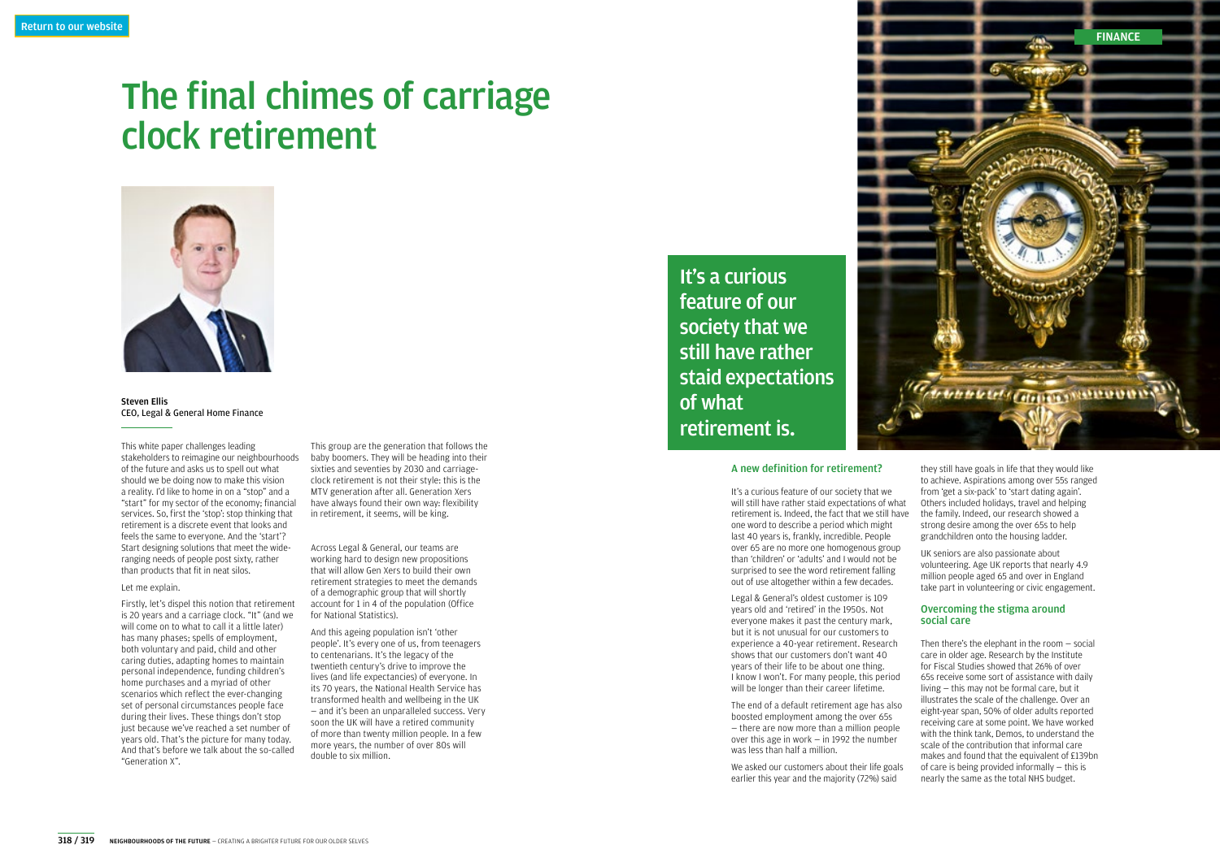# The final chimes of carriage clock retirement

**Steven Ellis**
CEO, Legal & General Home Finance

This white paper challenges leading stakeholders to reimagine our neighbourhoods of the future and asks us to spell out what should we be doing now to make this vision a reality. I'd like to home in on a "stop" and a "start" for my sector of the economy; financial services. So, first the 'stop': stop thinking that retirement is a discrete event that looks and feels the same to everyone. And the 'start'? Start designing solutions that meet the wide-ranging needs of people post sixty, rather than products that fit in neat silos.

Let me explain.

Firstly, let's dispel this notion that retirement is 20 years and a carriage clock. "It" (and we will come on to what to call it a little later) has many phases; spells of employment, both voluntary and paid, child and other caring duties, adapting homes to maintain personal independence, funding children's home purchases and a myriad of other scenarios which reflect the ever-changing set of personal circumstances people face during their lives. These things don't stop just because we've reached a set number of years old. That's the picture for many today. And that's before we talk about the so-called "Generation X".

This group are the generation that follows the baby boomers. They will be heading into their sixties and seventies by 2030 and carriage-clock retirement is not their style: this is the MTV generation after all. Generation Xers have always found their own way: flexibility in retirement, it seems, will be king.

Across Legal & General, our teams are working hard to design new propositions that will allow Gen Xers to build their own retirement strategies to meet the demands of a demographic group that will shortly account for 1 in 4 of the population (Office for National Statistics).

And this ageing population isn't 'other people'. It's every one of us, from teenagers to centenarians. It's the legacy of the twentieth century's drive to improve the lives (and life expectancies) of everyone. In its 70 years, the National Health Service has transformed health and wellbeing in the UK – and it's been an unparalleled success. Very soon the UK will have a retired community of more than twenty million people. In a few more years, the number of over 80s will double to six million.

**It's a curious feature of our society that we still have rather staid expectations of what retirement is.**

## A new definition for retirement?

It's a curious feature of our society that we will still have rather staid expectations of what retirement is. Indeed, the fact that we still have one word to describe a period which might last 40 years is, frankly, incredible. People over 65 are no more one homogenous group than 'children' or 'adults' and I would not be surprised to see the word retirement falling out of use altogether within a few decades.

Legal & General's oldest customer is 109 years old and 'retired' in the 1950s. Not everyone makes it past the century mark, but it is not unusual for our customers to experience a 40-year retirement. Research shows that our customers don't want 40 years of their life to be about one thing. I know I won't. For many people, this period will be longer than their career lifetime.

The end of a default retirement age has also boosted employment among the over 65s – there are now more than a million people over this age in work – in 1992 the number was less than half a million.

We asked our customers about their life goals earlier this year and the majority (72%) said they still have goals in life that they would like to achieve. Aspirations among over 55s ranged from 'get a six-pack' to 'start dating again'. Others included holidays, travel and helping the family. Indeed, our research showed a strong desire among the over 65s to help grandchildren onto the housing ladder.

UK seniors are also passionate about volunteering. Age UK reports that nearly 4.9 million people aged 65 and over in England take part in volunteering or civic engagement.

## Overcoming the stigma around social care

Then there's the elephant in the room – social care in older age. Research by the Institute for Fiscal Studies showed that 26% of over 65s receive some sort of assistance with daily living – this may not be formal care, but it illustrates the scale of the challenge. Over an eight-year span, 50% of older adults reported receiving care at some point. We have worked with the think tank, Demos, to understand the scale of the contribution that informal care makes and found that the equivalent of £139bn of care is being provided informally – this is nearly the same as the total NHS budget.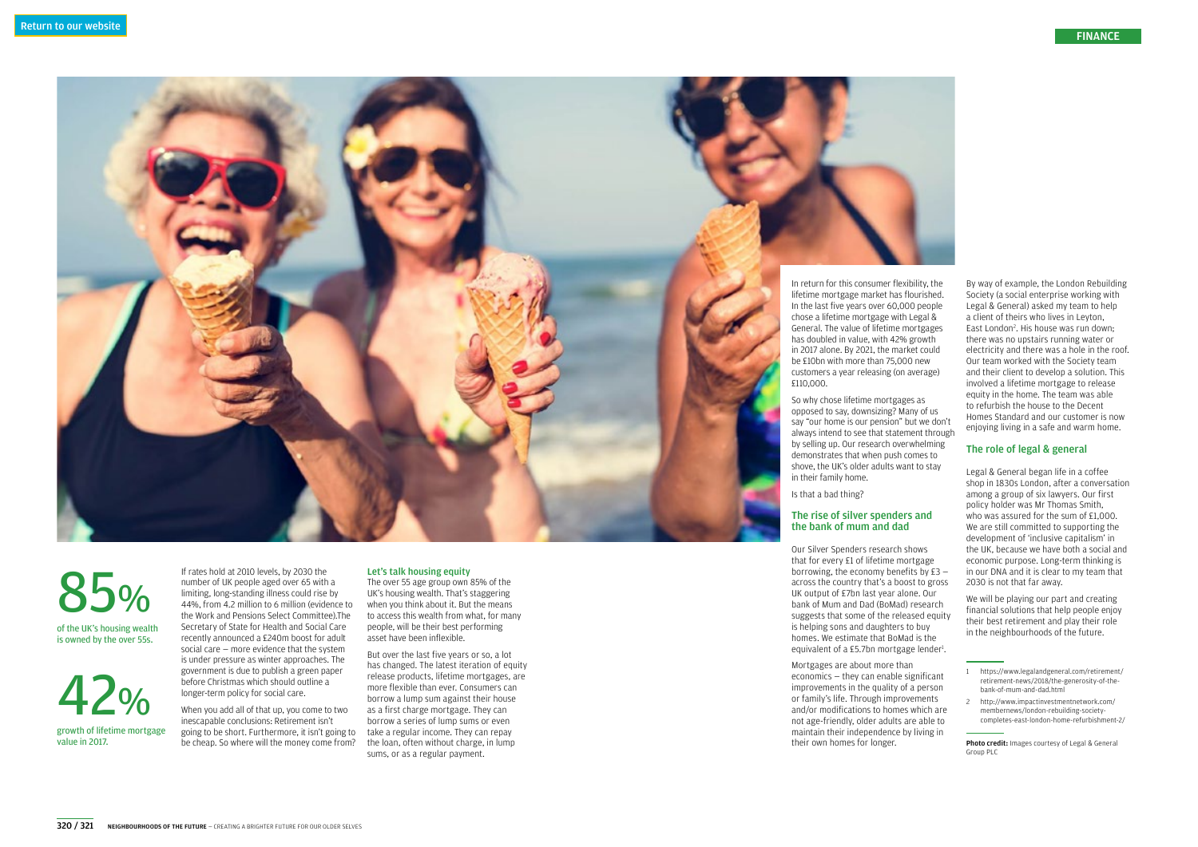85%

of the UK's housing wealth is owned by the over 55s.

42%

growth of lifetime mortgage value in 2017.

If rates hold at 2010 levels, by 2030 the number of UK people aged over 65 with a limiting, long-standing illness could rise by 44%, from 4.2 million to 6 million (evidence to the Work and Pensions Select Committee).The Secretary of State for Health and Social Care recently announced a £240m boost for adult social care – more evidence that the system is under pressure as winter approaches. The government is due to publish a green paper before Christmas which should outline a longer-term policy for social care.

When you add all of that up, you come to two inescapable conclusions: Retirement isn't going to be short. Furthermore, it isn't going to be cheap. So where will the money come from?

### Let's talk housing equity

The over 55 age group own 85% of the UK's housing wealth. That's staggering when you think about it. But the means to access this wealth from what, for many people, will be their best performing asset have been inflexible.

But over the last five years or so, a lot has changed. The latest iteration of equity release products, lifetime mortgages, are more flexible than ever. Consumers can borrow a lump sum against their house as a first charge mortgage. They can borrow a series of lump sums or even take a regular income. They can repay the loan, often without charge, in lump sums, or as a regular payment.

In return for this consumer flexibility, the lifetime mortgage market has flourished. In the last five years over 60,000 people chose a lifetime mortgage with Legal & General. The value of lifetime mortgages has doubled in value, with 42% growth in 2017 alone. By 2021, the market could be £10bn with more than 75,000 new customers a year releasing (on average) £110,000.

So why chose lifetime mortgages as opposed to say, downsizing? Many of us say "our home is our pension" but we don't always intend to see that statement through by selling up. Our research overwhelming demonstrates that when push comes to shove, the UK's older adults want to stay in their family home.

Is that a bad thing?

### The rise of silver spenders and the bank of mum and dad

Our Silver Spenders research shows that for every £1 of lifetime mortgage borrowing, the economy benefits by £3 – across the country that's a boost to gross UK output of £7bn last year alone. Our bank of Mum and Dad (BoMad) research suggests that some of the released equity is helping sons and daughters to buy homes. We estimate that BoMad is the equivalent of a £5.7bn mortgage lender[1].

Mortgages are about more than economics – they can enable significant improvements in the quality of a person or family's life. Through improvements and/or modifications to homes which are not age-friendly, older adults are able to maintain their independence by living in their own homes for longer.

By way of example, the London Rebuilding Society (a social enterprise working with Legal & General) asked my team to help a client of theirs who lives in Leyton, East London[2]. His house was run down; there was no upstairs running water or electricity and there was a hole in the roof. Our team worked with the Society team and their client to develop a solution. This involved a lifetime mortgage to release equity in the home. The team was able to refurbish the house to the Decent Homes Standard and our customer is now enjoying living in a safe and warm home.

### The role of legal & general

Legal & General began life in a coffee shop in 1830s London, after a conversation among a group of six lawyers. Our first policy holder was Mr Thomas Smith, who was assured for the sum of £1,000. We are still committed to supporting the development of 'inclusive capitalism' in the UK, because we have both a social and economic purpose. Long-term thinking is in our DNA and it is clear to my team that 2030 is not that far away.

We will be playing our part and creating financial solutions that help people enjoy their best retirement and play their role in the neighbourhoods of the future.

1. https://www.legalandgeneral.com/retirement/retirement-news/2018/the-generosity-of-the-bank-of-mum-and-dad.html
2. http://www.impactinvestmentnetwork.com/membernews/london-rebuilding-society-completes-east-london-home-refurbishment-2/

**Photo credit:** Images courtesy of Legal & General Group PLC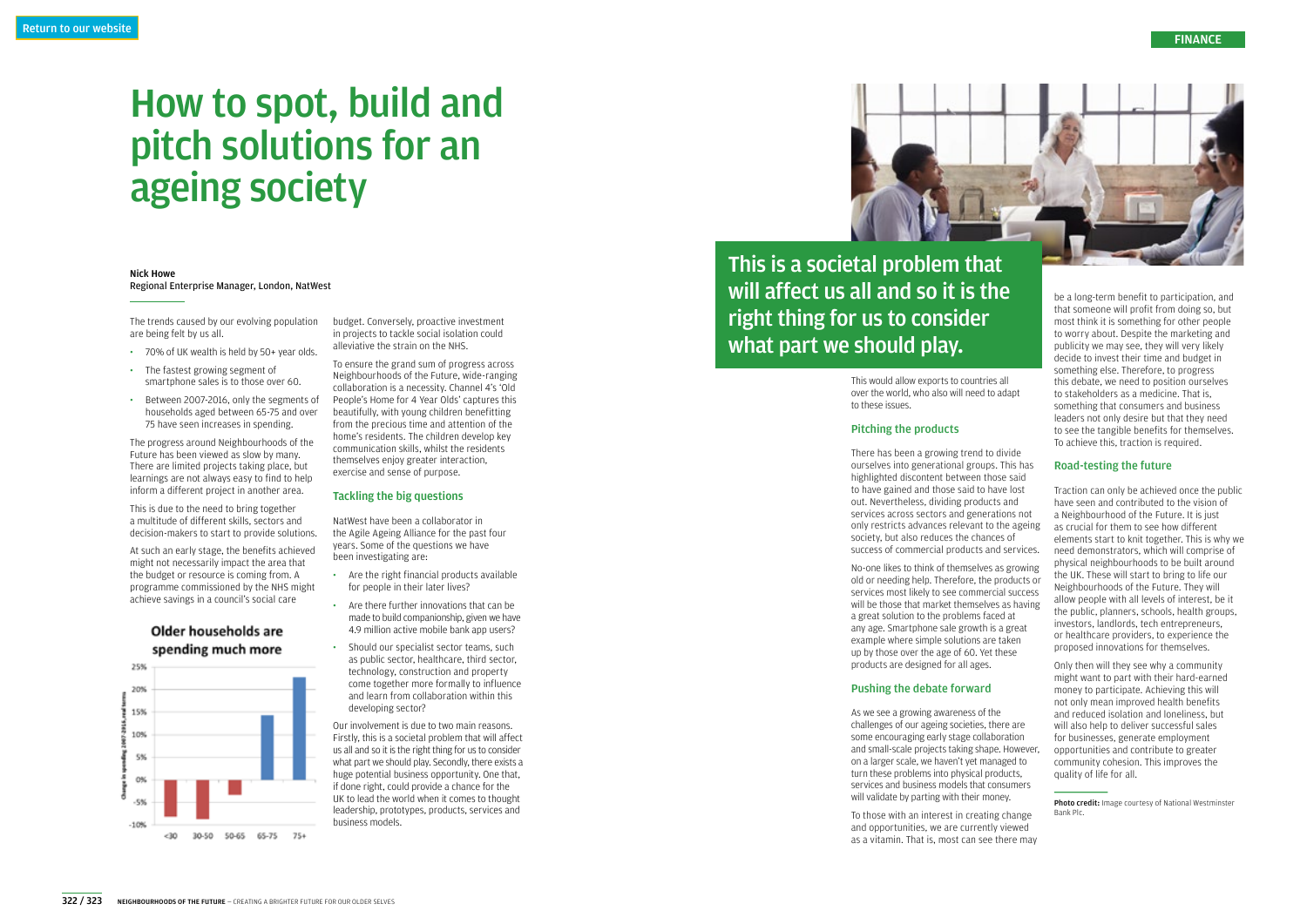# How to spot, build and pitch solutions for an ageing society

**Nick Howe**
Regional Enterprise Manager, London, NatWest

The trends caused by our evolving population are being felt by us all.

- 70% of UK wealth is held by 50+ year olds.
- The fastest growing segment of smartphone sales is to those over 60.
- Between 2007-2016, only the segments of households aged between 65-75 and over 75 have seen increases in spending.

The progress around Neighbourhoods of the Future has been viewed as slow by many. There are limited projects taking place, but learnings are not always easy to find to help inform a different project in another area.

This is due to the need to bring together a multitude of different skills, sectors and decision-makers to start to provide solutions.

At such an early stage, the benefits achieved might not necessarily impact the area that the budget or resource is coming from. A programme commissioned by the NHS might achieve savings in a council's social care budget. Conversely, proactive investment in projects to tackle social isolation could alleviative the strain on the NHS.

**Older households are spending much more**

| Age group | Change in spending 2007-2016, real terms (approx.) |
| --- | --- |
| <30 | -8% |
| 30-50 | -9% |
| 50-65 | -3% |
| 65-75 | 14% |
| 75+ | 22% |

To ensure the grand sum of progress across Neighbourhoods of the Future, wide-ranging collaboration is a necessity. Channel 4's 'Old People's Home for 4 Year Olds' captures this beautifully, with young children benefitting from the precious time and attention of the home's residents. The children develop key communication skills, whilst the residents themselves enjoy greater interaction, exercise and sense of purpose.

## Tackling the big questions

NatWest have been a collaborator in the Agile Ageing Alliance for the past four years. Some of the questions we have been investigating are:

- Are the right financial products available for people in their later lives?
- Are there further innovations that can be made to build companionship, given we have 4.9 million active mobile bank app users?
- Should our specialist sector teams, such as public sector, healthcare, third sector, technology, construction and property come together more formally to influence and learn from collaboration within this developing sector?

Our involvement is due to two main reasons. Firstly, this is a societal problem that will affect us all and so it is the right thing for us to consider what part we should play. Secondly, there exists a huge potential business opportunity. One that, if done right, could provide a chance for the UK to lead the world when it comes to thought leadership, prototypes, products, services and business models.

**This is a societal problem that will affect us all and so it is the right thing for us to consider what part we should play.**

This would allow exports to countries all over the world, who also will need to adapt to these issues.

## Pitching the products

There has been a growing trend to divide ourselves into generational groups. This has highlighted discontent between those said to have gained and those said to have lost out. Nevertheless, dividing products and services across sectors and generations not only restricts advances relevant to the ageing society, but also reduces the chances of success of commercial products and services.

No-one likes to think of themselves as growing old or needing help. Therefore, the products or services most likely to see commercial success will be those that market themselves as having a great solution to the problems faced at any age. Smartphone sale growth is a great example where simple solutions are taken up by those over the age of 60. Yet these products are designed for all ages.

## Pushing the debate forward

As we see a growing awareness of the challenges of our ageing societies, there are some encouraging early stage collaboration and small-scale projects taking shape. However, on a larger scale, we haven't yet managed to turn these problems into physical products, services and business models that consumers will validate by parting with their money.

To those with an interest in creating change and opportunities, we are currently viewed as a vitamin. That is, most can see there may be a long-term benefit to participation, and that someone will profit from doing so, but most think it is something for other people to worry about. Despite the marketing and publicity we may see, they will very likely decide to invest their time and budget in something else. Therefore, to progress this debate, we need to position ourselves to stakeholders as a medicine. That is, something that consumers and business leaders not only desire but that they need to see the tangible benefits for themselves. To achieve this, traction is required.

## Road-testing the future

Traction can only be achieved once the public have seen and contributed to the vision of a Neighbourhood of the Future. It is just as crucial for them to see how different elements start to knit together. This is why we need demonstrators, which will comprise of physical neighbourhoods to be built around the UK. These will start to bring to life our Neighbourhoods of the Future. They will allow people with all levels of interest, be it the public, planners, schools, health groups, investors, landlords, tech entrepreneurs, or healthcare providers, to experience the proposed innovations for themselves.

Only then will they see why a community might want to part with their hard-earned money to participate. Achieving this will not only mean improved health benefits and reduced isolation and loneliness, but will also help to deliver successful sales for businesses, generate employment opportunities and contribute to greater community cohesion. This improves the quality of life for all.

**Photo credit:** Image courtesy of National Westminster Bank Plc.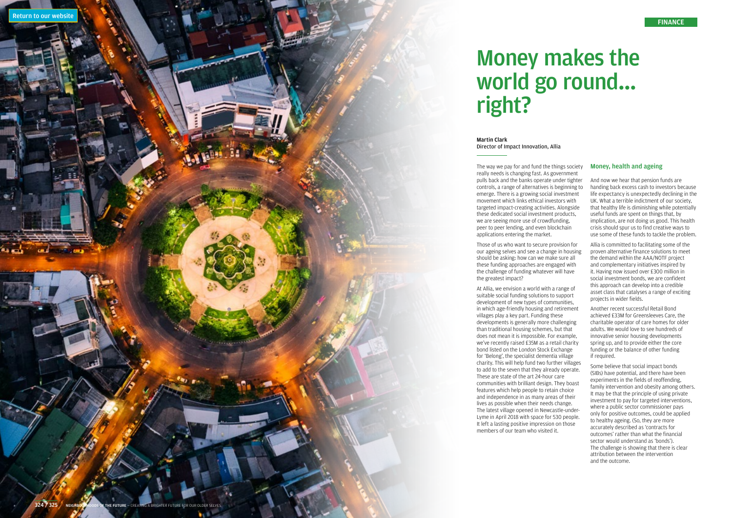FINANCE

# Money makes the world go round... right?

**Martin Clark**
Director of Impact Innovation, Allia

The way we pay for and fund the things society really needs is changing fast. As government pulls back and the banks operate under tighter controls, a range of alternatives is beginning to emerge. There is a growing social investment movement which links ethical investors with targeted impact-creating activities. Alongside these dedicated social investment products, we are seeing more use of crowdfunding, peer to peer lending, and even blockchain applications entering the market.

Those of us who want to secure provision for our ageing selves and see a change in housing should be asking: how can we make sure all these funding approaches are engaged with the challenge of funding whatever will have the greatest impact?

At Allia, we envision a world with a range of suitable social funding solutions to support development of new types of communities, in which age-friendly housing and retirement villages play a key part. Funding these developments is generally more challenging than traditional housing schemes, but that does not mean it is impossible. For example, we've recently raised £35M as a retail charity bond listed on the London Stock Exchange for 'Belong', the specialist dementia village charity. This will help fund two further villages to add to the seven that they already operate. These are state of the art 24-hour care communities with brilliant design. They boast features which help people to retain choice and independence in as many areas of their lives as possible when their needs change. The latest village opened in Newcastle-under-Lyme in April 2018 with space for 530 people. It left a lasting positive impression on those members of our team who visited it.

## Money, health and ageing

And now we hear that pension funds are handing back excess cash to investors because life expectancy is unexpectedly declining in the UK. What a terrible indictment of our society, that healthy life is diminishing while potentially useful funds are spent on things that, by implication, are not doing us good. This health crisis should spur us to find creative ways to use some of these funds to tackle the problem.

Allia is committed to facilitating some of the proven alternative finance solutions to meet the demand within the AAA/NOTF project and complementary initiatives inspired by it. Having now issued over £300 million in social investment bonds, we are confident this approach can develop into a credible asset class that catalyses a range of exciting projects in wider fields.

Another recent successful Retail Bond achieved £33M for Greensleeves Care, the charitable operator of care homes for older adults. We would love to see hundreds of innovative senior housing developments spring up, and to provide either the core funding or the balance of other funding if required.

Some believe that social impact bonds (SIBs) have potential, and there have been experiments in the fields of reoffending, family intervention and obesity among others. It may be that the principle of using private investment to pay for targeted interventions, where a public sector commissioner pays only for positive outcomes, could be applied to healthy ageing. (So, they are more accurately described as 'contracts for outcomes' rather than what the financial sector would understand as 'bonds'). The challenge is showing that there is clear attribution between the intervention and the outcome.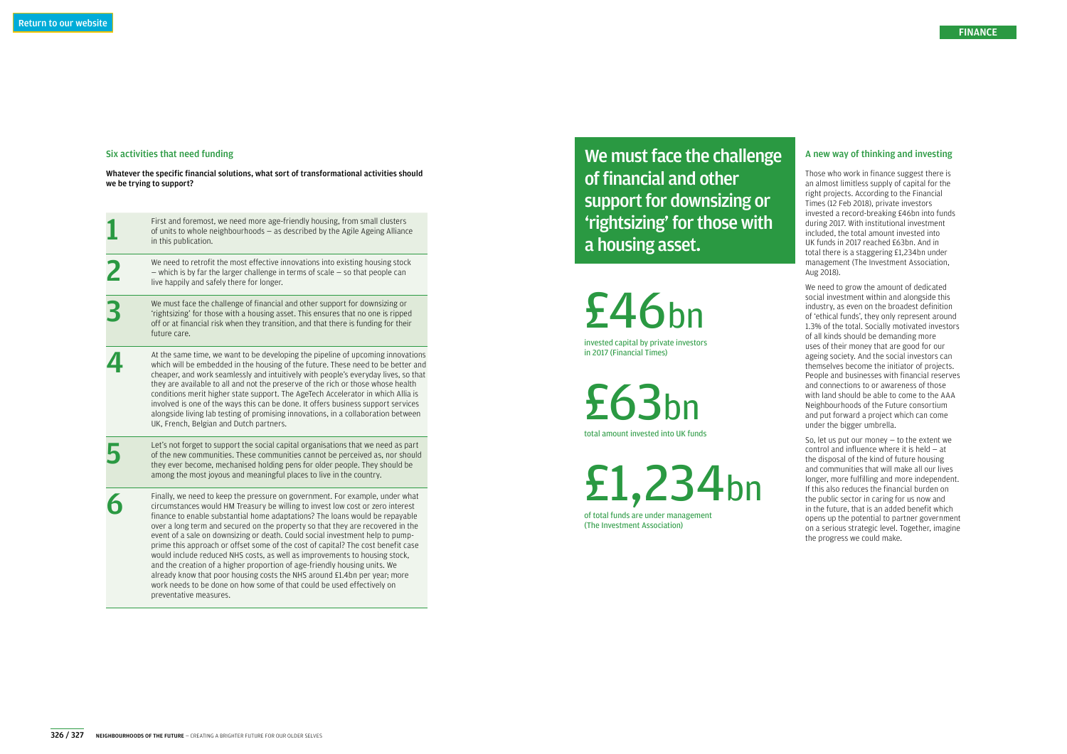## Six activities that need funding

**Whatever the specific financial solutions, what sort of transformational activities should we be trying to support?**

| | |
|---|---|
| **1** | First and foremost, we need more age-friendly housing, from small clusters of units to whole neighbourhoods – as described by the Agile Ageing Alliance in this publication. |
| **2** | We need to retrofit the most effective innovations into existing housing stock – which is by far the larger challenge in terms of scale – so that people can live happily and safely there for longer. |
| **3** | We must face the challenge of financial and other support for downsizing or 'rightsizing' for those with a housing asset. This ensures that no one is ripped off or at financial risk when they transition, and that there is funding for their future care. |
| **4** | At the same time, we want to be developing the pipeline of upcoming innovations which will be embedded in the housing of the future. These need to be better and cheaper, and work seamlessly and intuitively with people's everyday lives, so that they are available to all and not the preserve of the rich or those whose health conditions merit higher state support. The AgeTech Accelerator in which Allia is involved is one of the ways this can be done. It offers business support services alongside living lab testing of promising innovations, in a collaboration between UK, French, Belgian and Dutch partners. |
| **5** | Let's not forget to support the social capital organisations that we need as part of the new communities. These communities cannot be perceived as, nor should they ever become, mechanised holding pens for older people. They should be among the most joyous and meaningful places to live in the country. |
| **6** | Finally, we need to keep the pressure on government. For example, under what circumstances would HM Treasury be willing to invest low cost or zero interest finance to enable substantial home adaptations? The loans would be repayable over a long term and secured on the property so that they are recovered in the event of a sale on downsizing or death. Could social investment help to pump-prime this approach or offset some of the cost of capital? The cost benefit case would include reduced NHS costs, as well as improvements to housing stock, and the creation of a higher proportion of age-friendly housing units. We already know that poor housing costs the NHS around £1.4bn per year; more work needs to be done on how some of that could be used effectively on preventative measures. |

**We must face the challenge of financial and other support for downsizing or 'rightsizing' for those with a housing asset.**

**£46bn**
invested capital by private investors in 2017 (Financial Times)

**£63bn**
total amount invested into UK funds

**£1,234bn**
of total funds are under management (The Investment Association)

## A new way of thinking and investing

Those who work in finance suggest there is an almost limitless supply of capital for the right projects. According to the Financial Times (12 Feb 2018), private investors invested a record-breaking £46bn into funds during 2017. With institutional investment included, the total amount invested into UK funds in 2017 reached £63bn. And in total there is a staggering £1,234bn under management (The Investment Association, Aug 2018).

We need to grow the amount of dedicated social investment within and alongside this industry, as even on the broadest definition of 'ethical funds', they only represent around 1.3% of the total. Socially motivated investors of all kinds should be demanding more uses of their money that are good for our ageing society. And the social investors can themselves become the initiator of projects. People and businesses with financial reserves and connections to or awareness of those with land should be able to come to the AAA Neighbourhoods of the Future consortium and put forward a project which can come under the bigger umbrella.

So, let us put our money – to the extent we control and influence where it is held – at the disposal of the kind of future housing and communities that will make all our lives longer, more fulfilling and more independent. If this also reduces the financial burden on the public sector in caring for us now and in the future, that is an added benefit which opens up the potential to partner government on a serious strategic level. Together, imagine the progress we could make.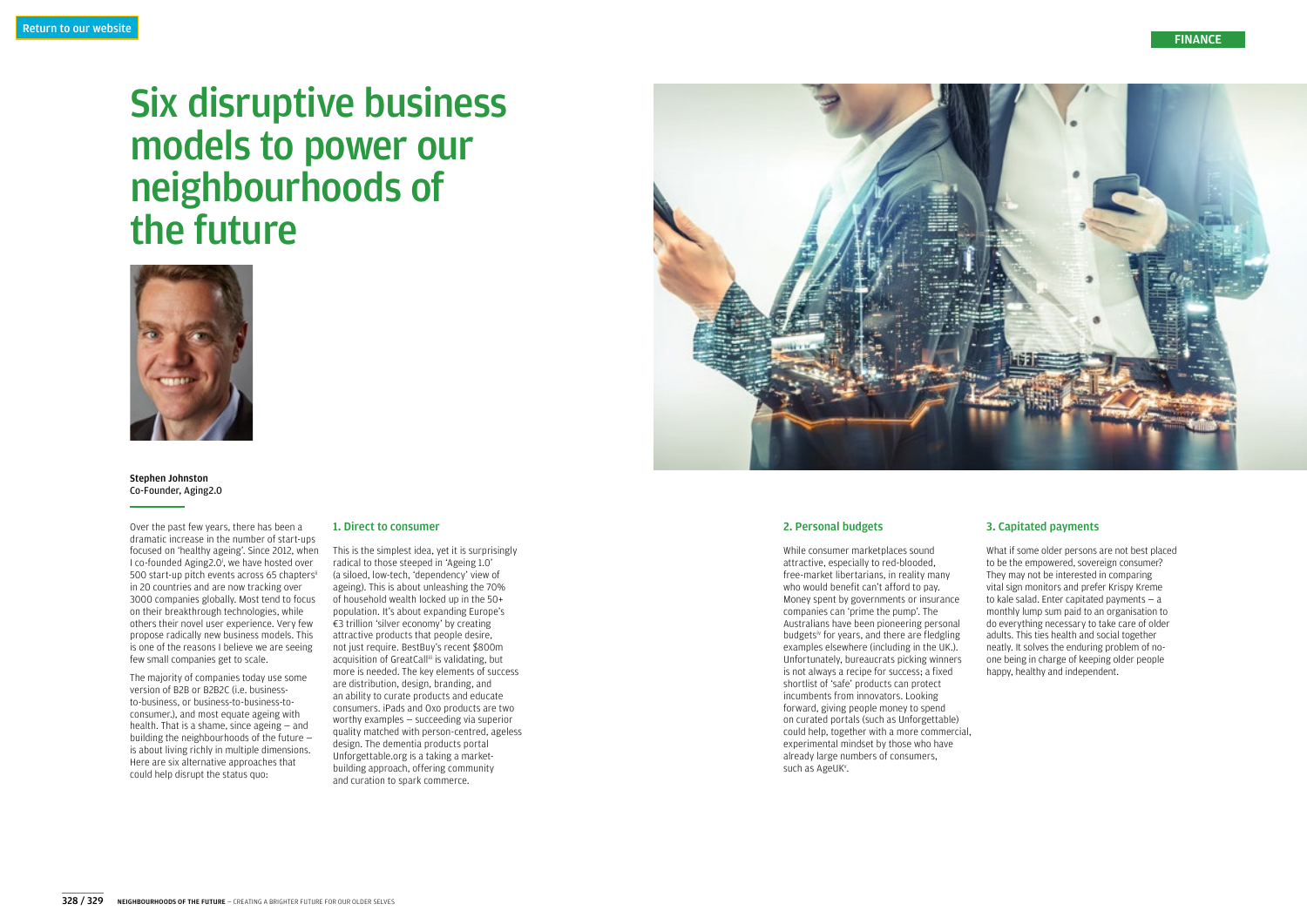# Six disruptive business models to power our neighbourhoods of the future

**Stephen Johnston**
Co-Founder, Aging2.0

Over the past few years, there has been a dramatic increase in the number of start-ups focused on 'healthy ageing'. Since 2012, when I co-founded Aging2.0[i], we have hosted over 500 start-up pitch events across 65 chapters[ii] in 20 countries and are now tracking over 3000 companies globally. Most tend to focus on their breakthrough technologies, while others their novel user experience. Very few propose radically new business models. This is one of the reasons I believe we are seeing few small companies get to scale.

The majority of companies today use some version of B2B or B2B2C (i.e. business-to-business, or business-to-business-to-consumer.), and most equate ageing with health. That is a shame, since ageing – and building the neighbourhoods of the future – is about living richly in multiple dimensions. Here are six alternative approaches that could help disrupt the status quo:

### 1. Direct to consumer

This is the simplest idea, yet it is surprisingly radical to those steeped in 'Ageing 1.0' (a siloed, low-tech, 'dependency' view of ageing). This is about unleashing the 70% of household wealth locked up in the 50+ population. It's about expanding Europe's €3 trillion 'silver economy' by creating attractive products that people desire, not just require. BestBuy's recent $800m acquisition of GreatCall[iii] is validating, but more is needed. The key elements of success are distribution, design, branding, and an ability to curate products and educate consumers. iPads and Oxo products are two worthy examples – succeeding via superior quality matched with person-centred, ageless design. The dementia products portal Unforgettable.org is a taking a market-building approach, offering community and curation to spark commerce.

### 2. Personal budgets

While consumer marketplaces sound attractive, especially to red-blooded, free-market libertarians, in reality many who would benefit can't afford to pay. Money spent by governments or insurance companies can 'prime the pump'. The Australians have been pioneering personal budgets[iv] for years, and there are fledgling examples elsewhere (including in the UK.). Unfortunately, bureaucrats picking winners is not always a recipe for success; a fixed shortlist of 'safe' products can protect incumbents from innovators. Looking forward, giving people money to spend on curated portals (such as Unforgettable) could help, together with a more commercial, experimental mindset by those who have already large numbers of consumers, such as AgeUK[v].

### 3. Capitated payments

What if some older persons are not best placed to be the empowered, sovereign consumer? They may not be interested in comparing vital sign monitors and prefer Krispy Kreme to kale salad. Enter capitated payments – a monthly lump sum paid to an organisation to do everything necessary to take care of older adults. This ties health and social together neatly. It solves the enduring problem of no-one being in charge of keeping older people happy, healthy and independent.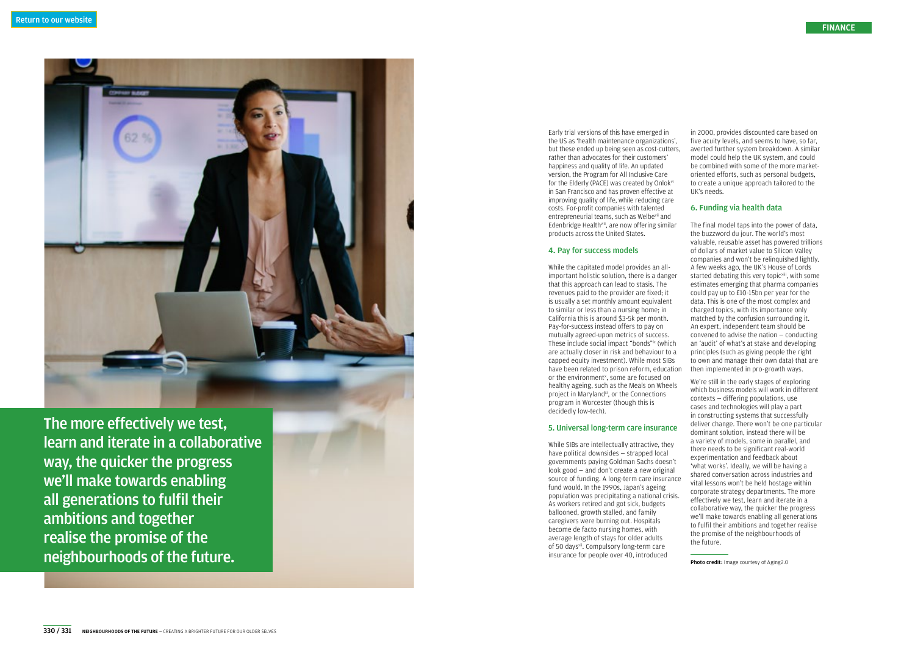The more effectively we test, learn and iterate in a collaborative way, the quicker the progress we'll make towards enabling all generations to fulfil their ambitions and together realise the promise of the neighbourhoods of the future.

Early trial versions of this have emerged in the US as 'health maintenance organizations', but these ended up being seen as cost-cutters, rather than advocates for their customers' happiness and quality of life. An updated version, the Program for All Inclusive Care for the Elderly (PACE) was created by Onlok[vi] in San Francisco and has proven effective at improving quality of life, while reducing care costs. For-profit companies with talented entrepreneurial teams, such as Welbe[vii] and Edenbridge Health[viii], are now offering similar products across the United States.

### 4. Pay for success models

While the capitated model provides an all-important holistic solution, there is a danger that this approach can lead to stasis. The revenues paid to the provider are fixed; it is usually a set monthly amount equivalent to similar or less than a nursing home; in California this is around $3-5k per month. Pay-for-success instead offers to pay on mutually agreed-upon metrics of success. These include social impact "bonds"[ix] (which are actually closer in risk and behaviour to a capped equity investment). While most SIBs have been related to prison reform, education or the environment[x], some are focused on healthy ageing, such as the Meals on Wheels project in Maryland[xi], or the Connections program in Worcester (though this is decidedly low-tech).

### 5. Universal long-term care insurance

While SIBs are intellectually attractive, they have political downsides – strapped local governments paying Goldman Sachs doesn't look good – and don't create a new original source of funding. A long-term care insurance fund would. In the 1990s, Japan's ageing population was precipitating a national crisis. As workers retired and got sick, budgets ballooned, growth stalled, and family caregivers were burning out. Hospitals become de facto nursing homes, with average length of stays for older adults of 50 days[xii]. Compulsory long-term care insurance for people over 40, introduced in 2000, provides discounted care based on five acuity levels, and seems to have, so far, averted further system breakdown. A similar model could help the UK system, and could be combined with some of the more market-oriented efforts, such as personal budgets, to create a unique approach tailored to the UK's needs.

### 6. Funding via health data

The final model taps into the power of data, the buzzword du jour. The world's most valuable, reusable asset has powered trillions of dollars of market value to Silicon Valley companies and won't be relinquished lightly. A few weeks ago, the UK's House of Lords started debating this very topic[xiii], with some estimates emerging that pharma companies could pay up to £10-15bn per year for the data. This is one of the most complex and charged topics, with its importance only matched by the confusion surrounding it. An expert, independent team should be convened to advise the nation – conducting an 'audit' of what's at stake and developing principles (such as giving people the right to own and manage their own data) that are then implemented in pro-growth ways.

We're still in the early stages of exploring which business models will work in different contexts – differing populations, use cases and technologies will play a part in constructing systems that successfully deliver change. There won't be one particular dominant solution, instead there will be a variety of models, some in parallel, and there needs to be significant real-world experimentation and feedback about 'what works'. Ideally, we will be having a shared conversation across industries and vital lessons won't be held hostage within corporate strategy departments. The more effectively we test, learn and iterate in a collaborative way, the quicker the progress we'll make towards enabling all generations to fulfil their ambitions and together realise the promise of the neighbourhoods of the future.

**Photo credit:** Image courtesy of Aging2.0